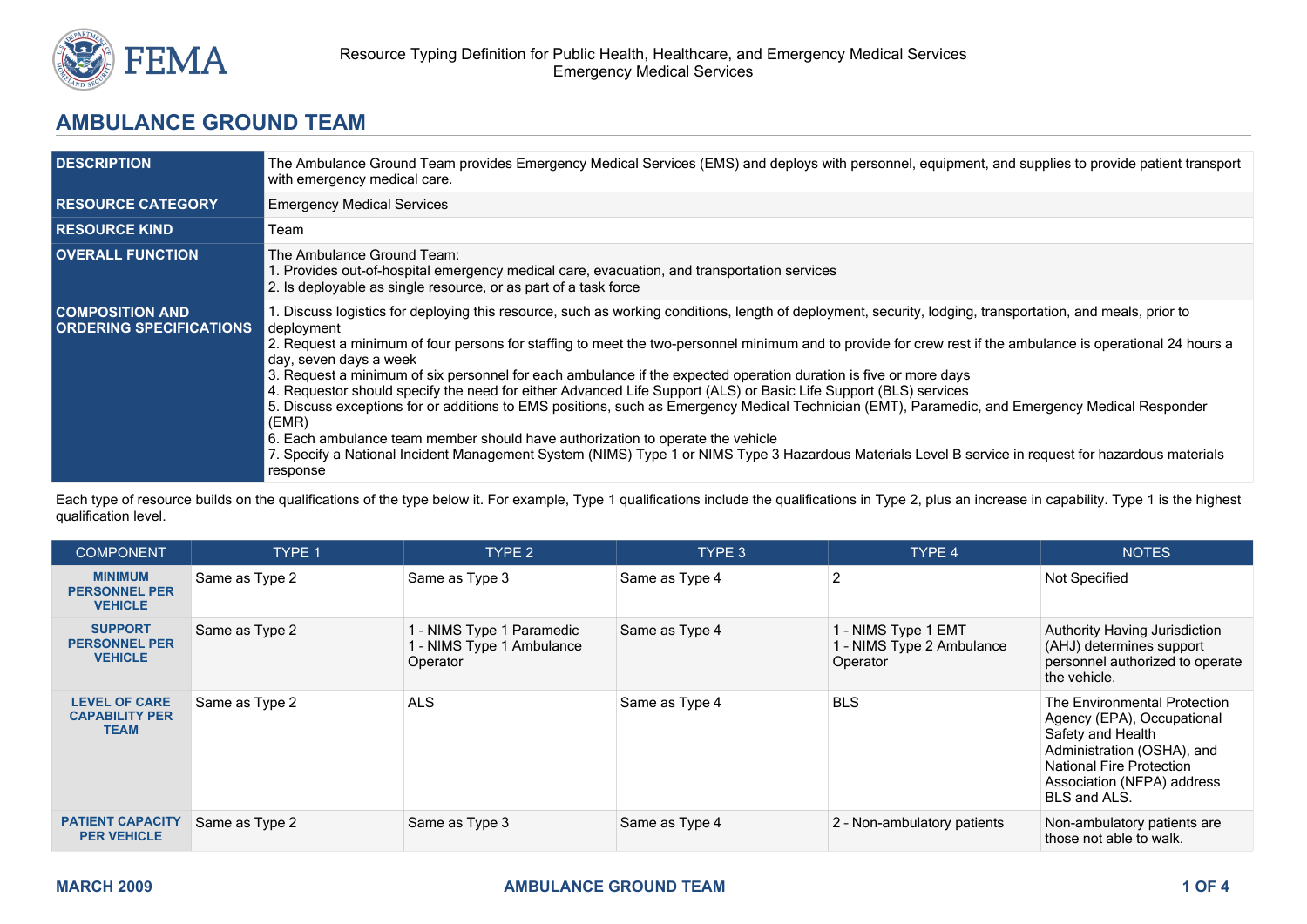# AMBULANCE GROUND TEAM

| | |
|---|---|
| **DESCRIPTION** | The Ambulance Ground Team provides Emergency Medical Services (EMS) and deploys with personnel, equipment, and supplies to provide patient transport with emergency medical care. |
| **RESOURCE CATEGORY** | Emergency Medical Services |
| **RESOURCE KIND** | Team |
| **OVERALL FUNCTION** | The Ambulance Ground Team:<br>1. Provides out-of-hospital emergency medical care, evacuation, and transportation services<br>2. Is deployable as single resource, or as part of a task force |
| **COMPOSITION AND ORDERING SPECIFICATIONS** | 1. Discuss logistics for deploying this resource, such as working conditions, length of deployment, security, lodging, transportation, and meals, prior to deployment<br>2. Request a minimum of four persons for staffing to meet the two-personnel minimum and to provide for crew rest if the ambulance is operational 24 hours a day, seven days a week<br>3. Request a minimum of six personnel for each ambulance if the expected operation duration is five or more days<br>4. Requestor should specify the need for either Advanced Life Support (ALS) or Basic Life Support (BLS) services<br>5. Discuss exceptions for or additions to EMS positions, such as Emergency Medical Technician (EMT), Paramedic, and Emergency Medical Responder (EMR)<br>6. Each ambulance team member should have authorization to operate the vehicle<br>7. Specify a National Incident Management System (NIMS) Type 1 or NIMS Type 3 Hazardous Materials Level B service in request for hazardous materials response |

Each type of resource builds on the qualifications of the type below it. For example, Type 1 qualifications include the qualifications in Type 2, plus an increase in capability. Type 1 is the highest qualification level.

| COMPONENT | TYPE 1 | TYPE 2 | TYPE 3 | TYPE 4 | NOTES |
|---|---|---|---|---|---|
| **MINIMUM PERSONNEL PER VEHICLE** | Same as Type 2 | Same as Type 3 | Same as Type 4 | 2 | Not Specified |
| **SUPPORT PERSONNEL PER VEHICLE** | Same as Type 2 | 1 - NIMS Type 1 Paramedic<br>1 - NIMS Type 1 Ambulance Operator | Same as Type 4 | 1 - NIMS Type 1 EMT<br>1 - NIMS Type 2 Ambulance Operator | Authority Having Jurisdiction (AHJ) determines support personnel authorized to operate the vehicle. |
| **LEVEL OF CARE CAPABILITY PER TEAM** | Same as Type 2 | ALS | Same as Type 4 | BLS | The Environmental Protection Agency (EPA), Occupational Safety and Health Administration (OSHA), and National Fire Protection Association (NFPA) address BLS and ALS. |
| **PATIENT CAPACITY PER VEHICLE** | Same as Type 2 | Same as Type 3 | Same as Type 4 | 2 - Non-ambulatory patients | Non-ambulatory patients are those not able to walk. |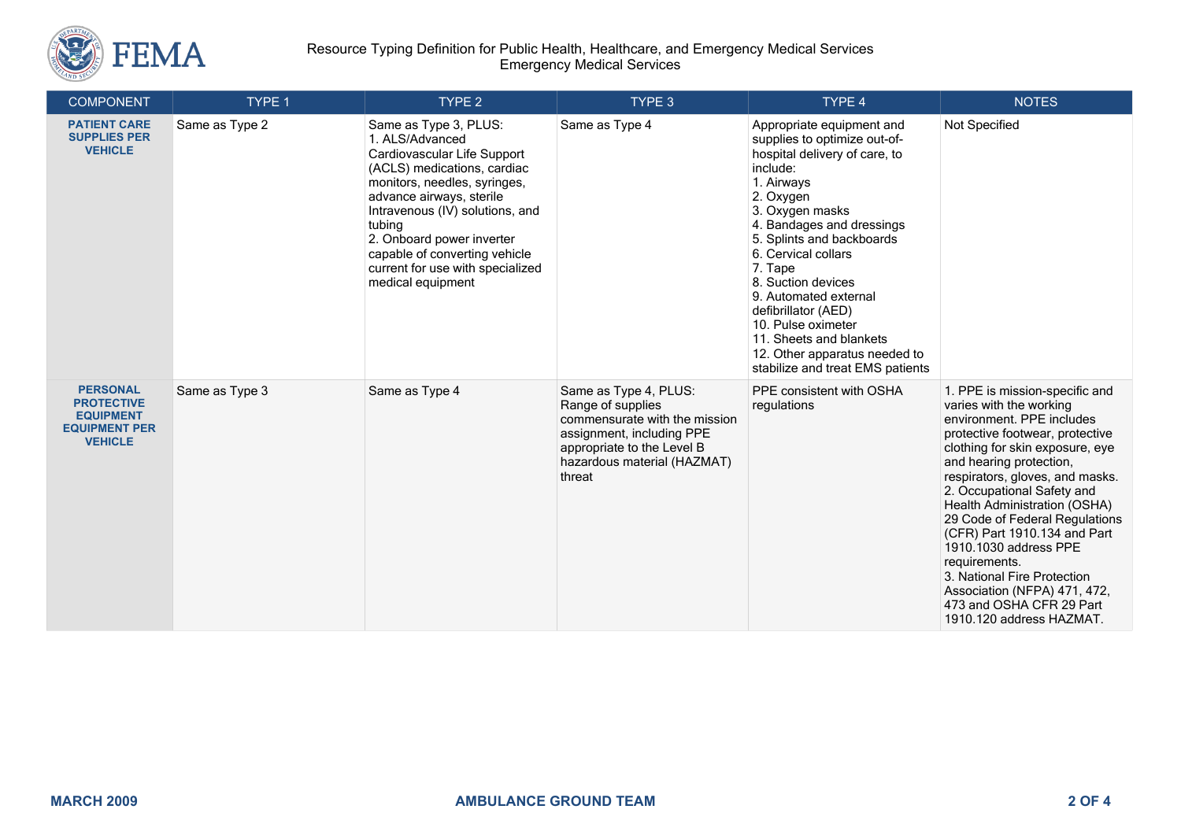| COMPONENT | TYPE 1 | TYPE 2 | TYPE 3 | TYPE 4 | NOTES |
|---|---|---|---|---|---|
| **PATIENT CARE SUPPLIES PER VEHICLE** | Same as Type 2 | Same as Type 3, PLUS:<br>1. ALS/Advanced Cardiovascular Life Support (ACLS) medications, cardiac monitors, needles, syringes, advance airways, sterile Intravenous (IV) solutions, and tubing<br>2. Onboard power inverter capable of converting vehicle current for use with specialized medical equipment | Same as Type 4 | Appropriate equipment and supplies to optimize out-of-hospital delivery of care, to include:<br>1. Airways<br>2. Oxygen<br>3. Oxygen masks<br>4. Bandages and dressings<br>5. Splints and backboards<br>6. Cervical collars<br>7. Tape<br>8. Suction devices<br>9. Automated external defibrillator (AED)<br>10. Pulse oximeter<br>11. Sheets and blankets<br>12. Other apparatus needed to stabilize and treat EMS patients | Not Specified |
| **PERSONAL PROTECTIVE EQUIPMENT EQUIPMENT PER VEHICLE** | Same as Type 3 | Same as Type 4 | Same as Type 4, PLUS:<br>Range of supplies commensurate with the mission assignment, including PPE appropriate to the Level B hazardous material (HAZMAT) threat | PPE consistent with OSHA regulations | 1. PPE is mission-specific and varies with the working environment. PPE includes protective footwear, protective clothing for skin exposure, eye and hearing protection, respirators, gloves, and masks.<br>2. Occupational Safety and Health Administration (OSHA) 29 Code of Federal Regulations (CFR) Part 1910.134 and Part 1910.1030 address PPE requirements.<br>3. National Fire Protection Association (NFPA) 471, 472, 473 and OSHA CFR 29 Part 1910.120 address HAZMAT. |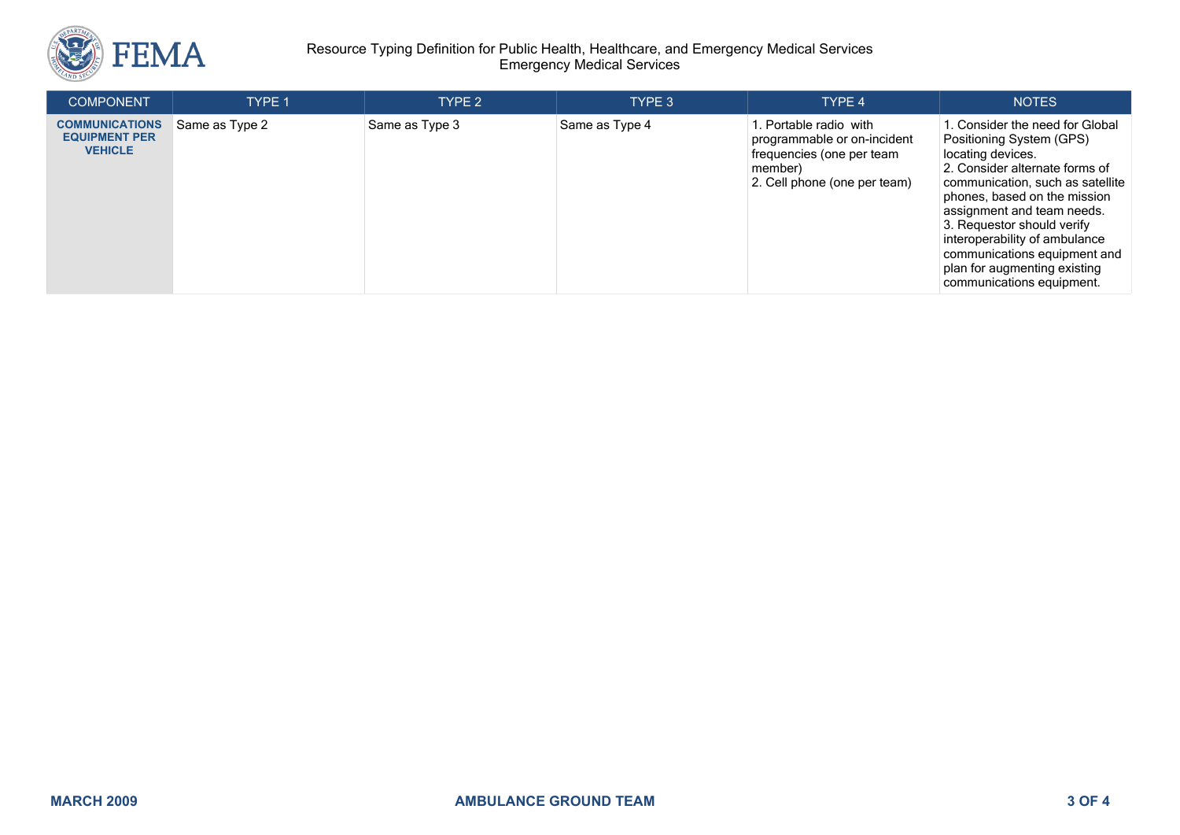| COMPONENT | TYPE 1 | TYPE 2 | TYPE 3 | TYPE 4 | NOTES |
|---|---|---|---|---|---|
| **COMMUNICATIONS EQUIPMENT PER VEHICLE** | Same as Type 2 | Same as Type 3 | Same as Type 4 | 1. Portable radio with programmable or on-incident frequencies (one per team member)<br>2. Cell phone (one per team) | 1. Consider the need for Global Positioning System (GPS) locating devices.<br>2. Consider alternate forms of communication, such as satellite phones, based on the mission assignment and team needs.<br>3. Requestor should verify interoperability of ambulance communications equipment and plan for augmenting existing communications equipment. |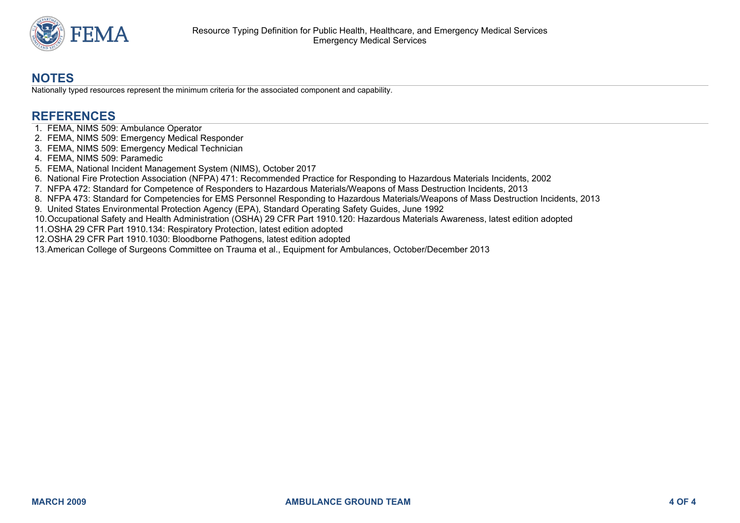## NOTES

Nationally typed resources represent the minimum criteria for the associated component and capability.

## REFERENCES

1. FEMA, NIMS 509: Ambulance Operator
2. FEMA, NIMS 509: Emergency Medical Responder
3. FEMA, NIMS 509: Emergency Medical Technician
4. FEMA, NIMS 509: Paramedic
5. FEMA, National Incident Management System (NIMS), October 2017
6. National Fire Protection Association (NFPA) 471: Recommended Practice for Responding to Hazardous Materials Incidents, 2002
7. NFPA 472: Standard for Competence of Responders to Hazardous Materials/Weapons of Mass Destruction Incidents, 2013
8. NFPA 473: Standard for Competencies for EMS Personnel Responding to Hazardous Materials/Weapons of Mass Destruction Incidents, 2013
9. United States Environmental Protection Agency (EPA), Standard Operating Safety Guides, June 1992
10. Occupational Safety and Health Administration (OSHA) 29 CFR Part 1910.120: Hazardous Materials Awareness, latest edition adopted
11. OSHA 29 CFR Part 1910.134: Respiratory Protection, latest edition adopted
12. OSHA 29 CFR Part 1910.1030: Bloodborne Pathogens, latest edition adopted
13. American College of Surgeons Committee on Trauma et al., Equipment for Ambulances, October/December 2013